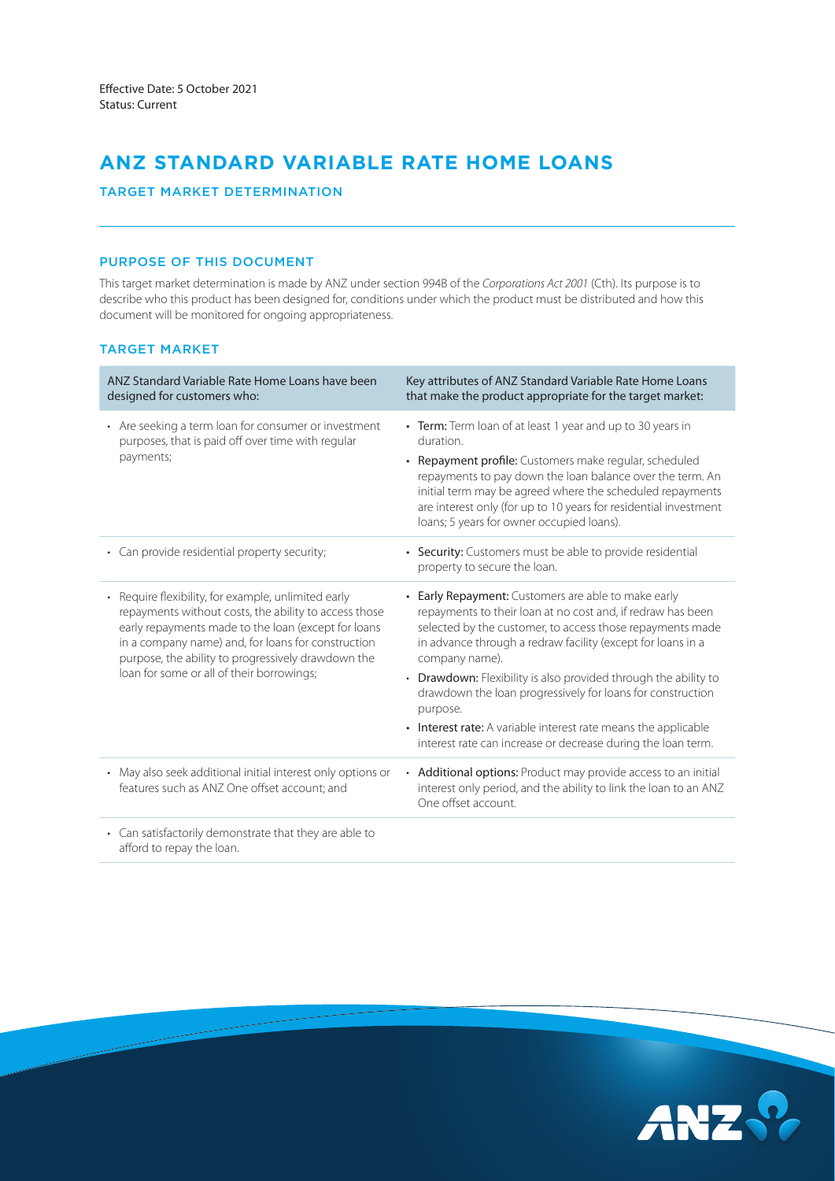Effective Date: 5 October 2021
Status: Current

# ANZ STANDARD VARIABLE RATE HOME LOANS

## TARGET MARKET DETERMINATION

### PURPOSE OF THIS DOCUMENT

This target market determination is made by ANZ under section 994B of the *Corporations Act 2001* (Cth). Its purpose is to describe who this product has been designed for, conditions under which the product must be distributed and how this document will be monitored for ongoing appropriateness.

### TARGET MARKET

| ANZ Standard Variable Rate Home Loans have been designed for customers who: | Key attributes of ANZ Standard Variable Rate Home Loans that make the product appropriate for the target market: |
|---|---|
| • Are seeking a term loan for consumer or investment purposes, that is paid off over time with regular payments; | • **Term:** Term loan of at least 1 year and up to 30 years in duration.<br>• **Repayment profile:** Customers make regular, scheduled repayments to pay down the loan balance over the term. An initial term may be agreed where the scheduled repayments are interest only (for up to 10 years for residential investment loans; 5 years for owner occupied loans). |
| • Can provide residential property security; | • **Security:** Customers must be able to provide residential property to secure the loan. |
| • Require flexibility, for example, unlimited early repayments without costs, the ability to access those early repayments made to the loan (except for loans in a company name) and, for loans for construction purpose, the ability to progressively drawdown the loan for some or all of their borrowings; | • **Early Repayment:** Customers are able to make early repayments to their loan at no cost and, if redraw has been selected by the customer, to access those repayments made in advance through a redraw facility (except for loans in a company name).<br>• **Drawdown:** Flexibility is also provided through the ability to drawdown the loan progressively for loans for construction purpose.<br>• **Interest rate:** A variable interest rate means the applicable interest rate can increase or decrease during the loan term. |
| • May also seek additional initial interest only options or features such as ANZ One offset account; and | • **Additional options:** Product may provide access to an initial interest only period, and the ability to link the loan to an ANZ One offset account. |
| • Can satisfactorily demonstrate that they are able to afford to repay the loan. | |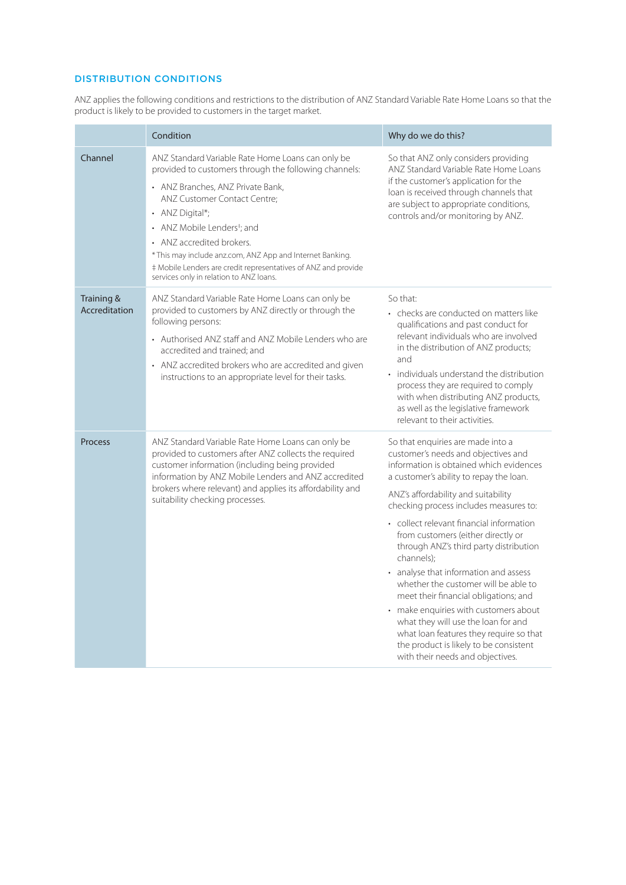## DISTRIBUTION CONDITIONS

ANZ applies the following conditions and restrictions to the distribution of ANZ Standard Variable Rate Home Loans so that the product is likely to be provided to customers in the target market.

| | Condition | Why do we do this? |
|---|---|---|
| Channel | ANZ Standard Variable Rate Home Loans can only be provided to customers through the following channels:<br>• ANZ Branches, ANZ Private Bank, ANZ Customer Contact Centre;<br>• ANZ Digital*;<br>• ANZ Mobile Lenders‡; and<br>• ANZ accredited brokers.<br>* This may include anz.com, ANZ App and Internet Banking.<br>‡ Mobile Lenders are credit representatives of ANZ and provide services only in relation to ANZ loans. | So that ANZ only considers providing ANZ Standard Variable Rate Home Loans if the customer's application for the loan is received through channels that are subject to appropriate conditions, controls and/or monitoring by ANZ. |
| Training & Accreditation | ANZ Standard Variable Rate Home Loans can only be provided to customers by ANZ directly or through the following persons:<br>• Authorised ANZ staff and ANZ Mobile Lenders who are accredited and trained; and<br>• ANZ accredited brokers who are accredited and given instructions to an appropriate level for their tasks. | So that:<br>• checks are conducted on matters like qualifications and past conduct for relevant individuals who are involved in the distribution of ANZ products; and<br>• individuals understand the distribution process they are required to comply with when distributing ANZ products, as well as the legislative framework relevant to their activities. |
| Process | ANZ Standard Variable Rate Home Loans can only be provided to customers after ANZ collects the required customer information (including being provided information by ANZ Mobile Lenders and ANZ accredited brokers where relevant) and applies its affordability and suitability checking processes. | So that enquiries are made into a customer's needs and objectives and information is obtained which evidences a customer's ability to repay the loan.<br>ANZ's affordability and suitability checking process includes measures to:<br>• collect relevant financial information from customers (either directly or through ANZ's third party distribution channels);<br>• analyse that information and assess whether the customer will be able to meet their financial obligations; and<br>• make enquiries with customers about what they will use the loan for and what loan features they require so that the product is likely to be consistent with their needs and objectives. |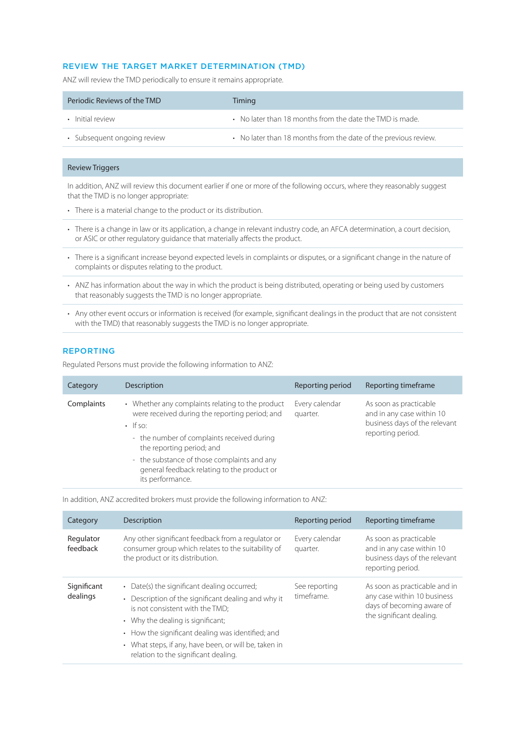## REVIEW THE TARGET MARKET DETERMINATION (TMD)

ANZ will review the TMD periodically to ensure it remains appropriate.

| Periodic Reviews of the TMD | Timing |
|---|---|
| • Initial review | • No later than 18 months from the date the TMD is made. |
| • Subsequent ongoing review | • No later than 18 months from the date of the previous review. |

| Review Triggers |
|---|
| In addition, ANZ will review this document earlier if one or more of the following occurs, where they reasonably suggest that the TMD is no longer appropriate:<br>• There is a material change to the product or its distribution. |
| • There is a change in law or its application, a change in relevant industry code, an AFCA determination, a court decision, or ASIC or other regulatory guidance that materially affects the product. |
| • There is a significant increase beyond expected levels in complaints or disputes, or a significant change in the nature of complaints or disputes relating to the product. |
| • ANZ has information about the way in which the product is being distributed, operating or being used by customers that reasonably suggests the TMD is no longer appropriate. |
| • Any other event occurs or information is received (for example, significant dealings in the product that are not consistent with the TMD) that reasonably suggests the TMD is no longer appropriate. |

## REPORTING

Regulated Persons must provide the following information to ANZ:

| Category | Description | Reporting period | Reporting timeframe |
|---|---|---|---|
| Complaints | • Whether any complaints relating to the product were received during the reporting period; and<br>• If so:<br>- the number of complaints received during the reporting period; and<br>- the substance of those complaints and any general feedback relating to the product or its performance. | Every calendar quarter. | As soon as practicable and in any case within 10 business days of the relevant reporting period. |

In addition, ANZ accredited brokers must provide the following information to ANZ:

| Category | Description | Reporting period | Reporting timeframe |
|---|---|---|---|
| Regulator feedback | Any other significant feedback from a regulator or consumer group which relates to the suitability of the product or its distribution. | Every calendar quarter. | As soon as practicable and in any case within 10 business days of the relevant reporting period. |
| Significant dealings | • Date(s) the significant dealing occurred;<br>• Description of the significant dealing and why it is not consistent with the TMD;<br>• Why the dealing is significant;<br>• How the significant dealing was identified; and<br>• What steps, if any, have been, or will be, taken in relation to the significant dealing. | See reporting timeframe. | As soon as practicable and in any case within 10 business days of becoming aware of the significant dealing. |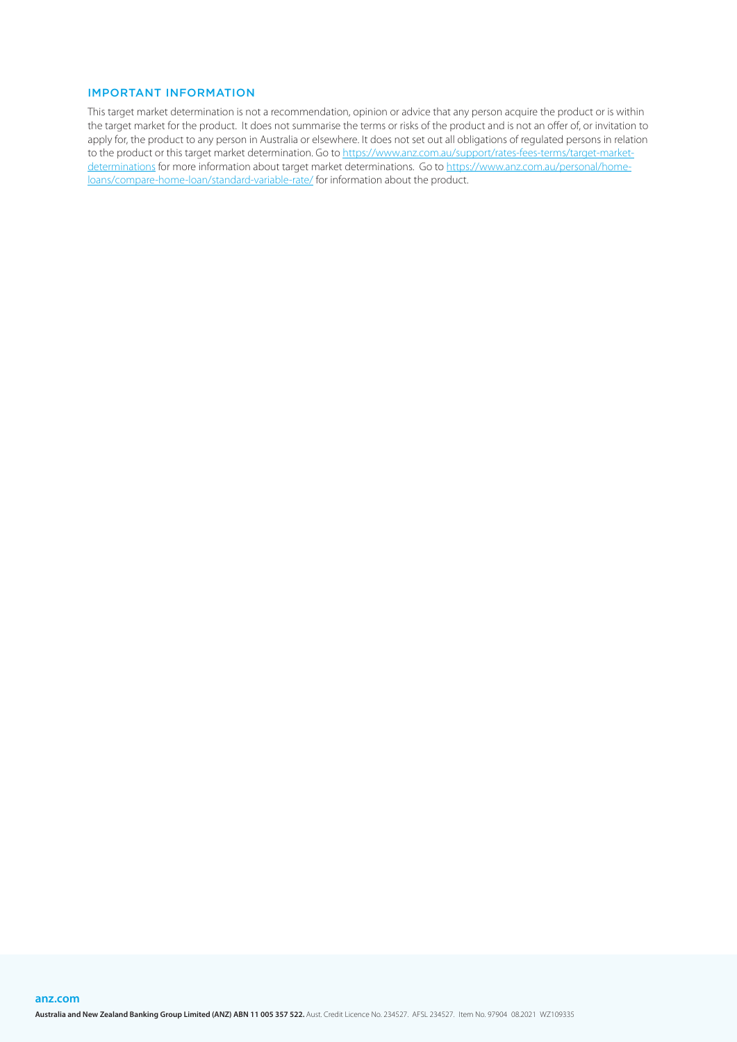## IMPORTANT INFORMATION

This target market determination is not a recommendation, opinion or advice that any person acquire the product or is within the target market for the product. It does not summarise the terms or risks of the product and is not an offer of, or invitation to apply for, the product to any person in Australia or elsewhere. It does not set out all obligations of regulated persons in relation to the product or this target market determination. Go to [https://www.anz.com.au/support/rates-fees-terms/target-market-determinations](https://www.anz.com.au/support/rates-fees-terms/target-market-determinations) for more information about target market determinations. Go to [https://www.anz.com.au/personal/home-loans/compare-home-loan/standard-variable-rate/](https://www.anz.com.au/personal/home-loans/compare-home-loan/standard-variable-rate/) for information about the product.

**anz.com**

**Australia and New Zealand Banking Group Limited (ANZ) ABN 11 005 357 522.** Aust. Credit Licence No. 234527. AFSL 234527. Item No. 97904 08.2021 WZ109335